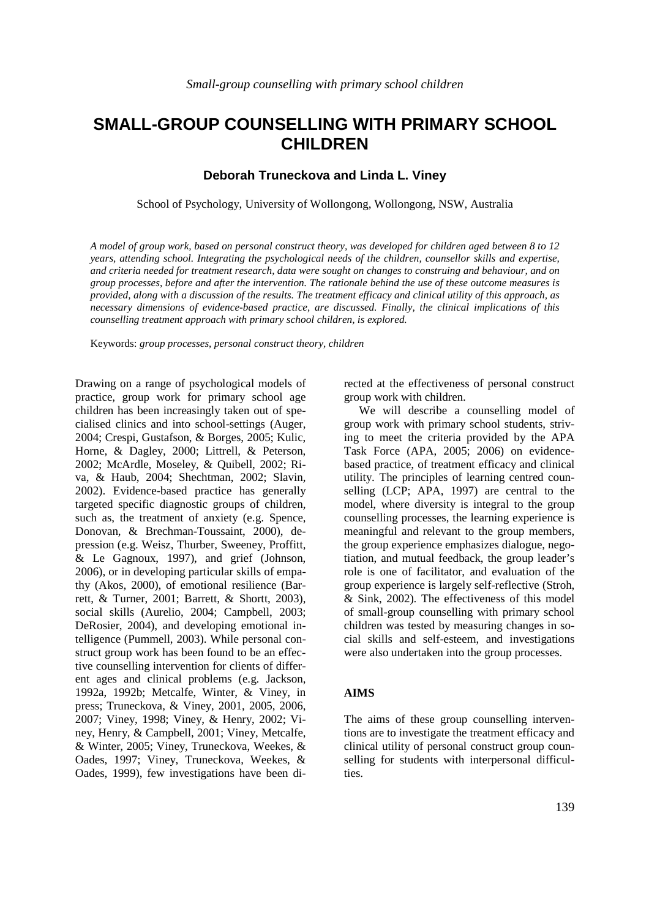# SMALL-GROUP COUNSELLING WITH PRIMARY SCHOOL CHILDREN

**Deborah Truneckova and Linda L. Viney**

School of Psychology, University of Wollongong, Wollongong, NSW, Australia

*A model of group work, based on personal construct theory, was developed for children aged between 8 to 12 years, attending school. Integrating the psychological needs of the children, counsellor skills and expertise, and criteria needed for treatment research, data were sought on changes to construing and behaviour, and on group processes, before and after the intervention. The rationale behind the use of these outcome measures is provided, along with a discussion of the results. The treatment efficacy and clinical utility of this approach, as necessary dimensions of evidence-based practice, are discussed. Finally, the clinical implications of this counselling treatment approach with primary school children, is explored.*

Keywords: *group processes, personal construct theory, children*

Drawing on a range of psychological models of practice, group work for primary school age children has been increasingly taken out of specialised clinics and into school-settings (Auger, 2004; Crespi, Gustafson, & Borges, 2005; Kulic, Horne, & Dagley, 2000; Littrell, & Peterson, 2002; McArdle, Moseley, & Quibell, 2002; Riva, & Haub, 2004; Shechtman, 2002; Slavin, 2002). Evidence-based practice has generally targeted specific diagnostic groups of children, such as, the treatment of anxiety (e.g. Spence, Donovan, & Brechman-Toussaint, 2000), depression (e.g. Weisz, Thurber, Sweeney, Proffitt, & Le Gagnoux, 1997), and grief (Johnson, 2006), or in developing particular skills of empathy (Akos, 2000), of emotional resilience (Barrett, & Turner, 2001; Barrett, & Shortt, 2003), social skills (Aurelio, 2004; Campbell, 2003; DeRosier, 2004), and developing emotional intelligence (Pummell, 2003). While personal construct group work has been found to be an effective counselling intervention for clients of different ages and clinical problems (e.g. Jackson, 1992a, 1992b; Metcalfe, Winter, & Viney, in press; Truneckova, & Viney, 2001, 2005, 2006, 2007; Viney, 1998; Viney, & Henry, 2002; Viney, Henry, & Campbell, 2001; Viney, Metcalfe, & Winter, 2005; Viney, Truneckova, Weekes, & Oades, 1997; Viney, Truneckova, Weekes, & Oades, 1999), few investigations have been directed at the effectiveness of personal construct group work with children.

We will describe a counselling model of group work with primary school students, striving to meet the criteria provided by the APA Task Force (APA, 2005; 2006) on evidence-based practice, of treatment efficacy and clinical utility. The principles of learning centred counselling (LCP; APA, 1997) are central to the model, where diversity is integral to the group counselling processes, the learning experience is meaningful and relevant to the group members, the group experience emphasizes dialogue, negotiation, and mutual feedback, the group leader's role is one of facilitator, and evaluation of the group experience is largely self-reflective (Stroh, & Sink, 2002). The effectiveness of this model of small-group counselling with primary school children was tested by measuring changes in social skills and self-esteem, and investigations were also undertaken into the group processes.

## AIMS

The aims of these group counselling interventions are to investigate the treatment efficacy and clinical utility of personal construct group counselling for students with interpersonal difficulties.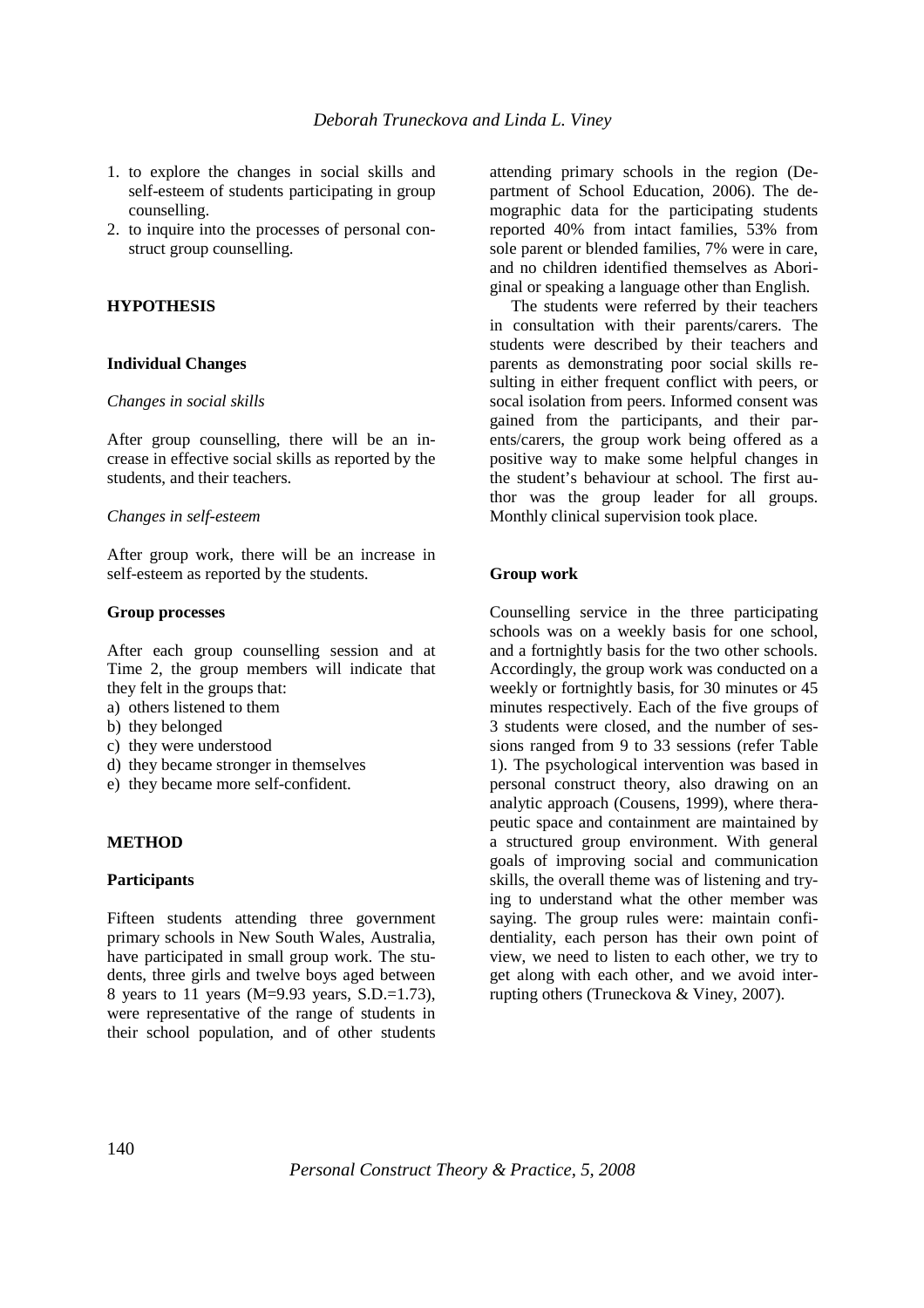1. to explore the changes in social skills and self-esteem of students participating in group counselling.
2. to inquire into the processes of personal construct group counselling.

## HYPOTHESIS

### Individual Changes

*Changes in social skills*

After group counselling, there will be an increase in effective social skills as reported by the students, and their teachers.

*Changes in self-esteem*

After group work, there will be an increase in self-esteem as reported by the students.

### Group processes

After each group counselling session and at Time 2, the group members will indicate that they felt in the groups that:

a) others listened to them
b) they belonged
c) they were understood
d) they became stronger in themselves
e) they became more self-confident.

## METHOD

### Participants

Fifteen students attending three government primary schools in New South Wales, Australia, have participated in small group work. The students, three girls and twelve boys aged between 8 years to 11 years (M=9.93 years, S.D.=1.73), were representative of the range of students in their school population, and of other students attending primary schools in the region (Department of School Education, 2006). The demographic data for the participating students reported 40% from intact families, 53% from sole parent or blended families, 7% were in care, and no children identified themselves as Aboriginal or speaking a language other than English.

The students were referred by their teachers in consultation with their parents/carers. The students were described by their teachers and parents as demonstrating poor social skills resulting in either frequent conflict with peers, or socal isolation from peers. Informed consent was gained from the participants, and their parents/carers, the group work being offered as a positive way to make some helpful changes in the student's behaviour at school. The first author was the group leader for all groups. Monthly clinical supervision took place.

### Group work

Counselling service in the three participating schools was on a weekly basis for one school, and a fortnightly basis for the two other schools. Accordingly, the group work was conducted on a weekly or fortnightly basis, for 30 minutes or 45 minutes respectively. Each of the five groups of 3 students were closed, and the number of sessions ranged from 9 to 33 sessions (refer Table 1). The psychological intervention was based in personal construct theory, also drawing on an analytic approach (Cousens, 1999), where therapeutic space and containment are maintained by a structured group environment. With general goals of improving social and communication skills, the overall theme was of listening and trying to understand what the other member was saying. The group rules were: maintain confidentiality, each person has their own point of view, we need to listen to each other, we try to get along with each other, and we avoid interrupting others (Truneckova & Viney, 2007).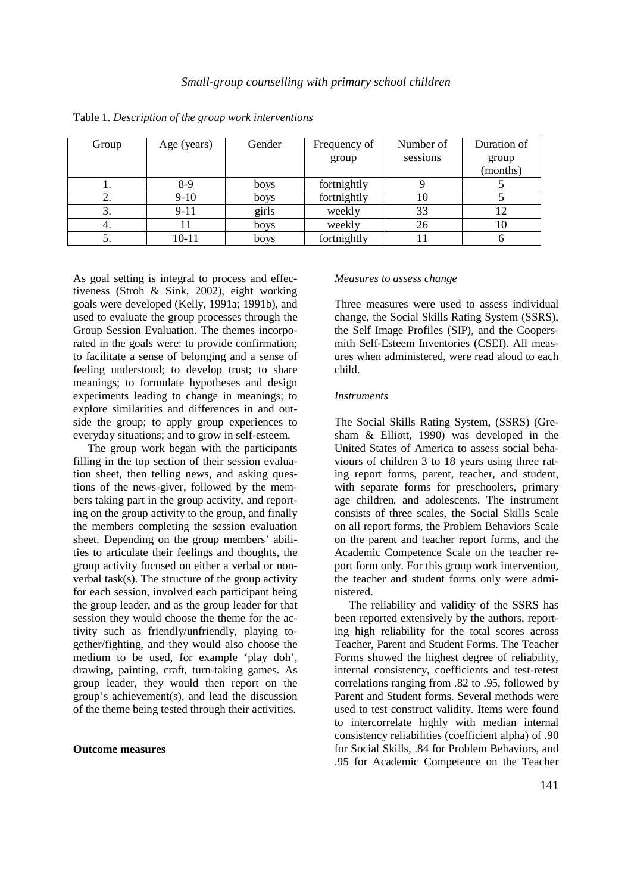Table 1. *Description of the group work interventions*

| Group | Age (years) | Gender | Frequency of group | Number of sessions | Duration of group (months) |
|---|---|---|---|---|---|
| 1. | 8-9 | boys | fortnightly | 9 | 5 |
| 2. | 9-10 | boys | fortnightly | 10 | 5 |
| 3. | 9-11 | girls | weekly | 33 | 12 |
| 4. | 11 | boys | weekly | 26 | 10 |
| 5. | 10-11 | boys | fortnightly | 11 | 6 |

As goal setting is integral to process and effectiveness (Stroh & Sink, 2002), eight working goals were developed (Kelly, 1991a; 1991b), and used to evaluate the group processes through the Group Session Evaluation. The themes incorporated in the goals were: to provide confirmation; to facilitate a sense of belonging and a sense of feeling understood; to develop trust; to share meanings; to formulate hypotheses and design experiments leading to change in meanings; to explore similarities and differences in and outside the group; to apply group experiences to everyday situations; and to grow in self-esteem.

The group work began with the participants filling in the top section of their session evaluation sheet, then telling news, and asking questions of the news-giver, followed by the members taking part in the group activity, and reporting on the group activity to the group, and finally the members completing the session evaluation sheet. Depending on the group members' abilities to articulate their feelings and thoughts, the group activity focused on either a verbal or nonverbal task(s). The structure of the group activity for each session, involved each participant being the group leader, and as the group leader for that session they would choose the theme for the activity such as friendly/unfriendly, playing together/fighting, and they would also choose the medium to be used, for example 'play doh', drawing, painting, craft, turn-taking games. As group leader, they would then report on the group's achievement(s), and lead the discussion of the theme being tested through their activities.

**Outcome measures**

*Measures to assess change*

Three measures were used to assess individual change, the Social Skills Rating System (SSRS), the Self Image Profiles (SIP), and the Coopersmith Self-Esteem Inventories (CSEI). All measures when administered, were read aloud to each child.

*Instruments*

The Social Skills Rating System, (SSRS) (Gresham & Elliott, 1990) was developed in the United States of America to assess social behaviours of children 3 to 18 years using three rating report forms, parent, teacher, and student, with separate forms for preschoolers, primary age children, and adolescents. The instrument consists of three scales, the Social Skills Scale on all report forms, the Problem Behaviors Scale on the parent and teacher report forms, and the Academic Competence Scale on the teacher report form only. For this group work intervention, the teacher and student forms only were administered.

The reliability and validity of the SSRS has been reported extensively by the authors, reporting high reliability for the total scores across Teacher, Parent and Student Forms. The Teacher Forms showed the highest degree of reliability, internal consistency, coefficients and test-retest correlations ranging from .82 to .95, followed by Parent and Student forms. Several methods were used to test construct validity. Items were found to intercorrelate highly with median internal consistency reliabilities (coefficient alpha) of .90 for Social Skills, .84 for Problem Behaviors, and .95 for Academic Competence on the Teacher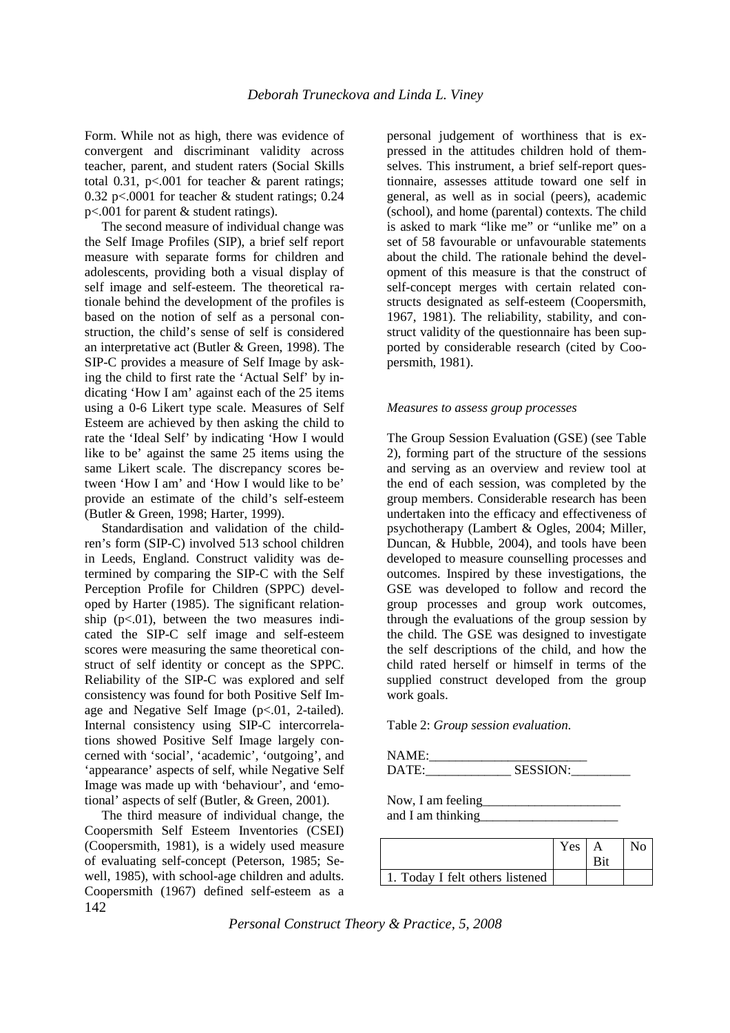Form. While not as high, there was evidence of convergent and discriminant validity across teacher, parent, and student raters (Social Skills total 0.31, $p<.001$ for teacher & parent ratings; 0.32 $p<.0001$ for teacher & student ratings; 0.24 $p<.001$ for parent & student ratings).

The second measure of individual change was the Self Image Profiles (SIP), a brief self report measure with separate forms for children and adolescents, providing both a visual display of self image and self-esteem. The theoretical rationale behind the development of the profiles is based on the notion of self as a personal construction, the child's sense of self is considered an interpretative act (Butler & Green, 1998). The SIP-C provides a measure of Self Image by asking the child to first rate the 'Actual Self' by indicating 'How I am' against each of the 25 items using a 0-6 Likert type scale. Measures of Self Esteem are achieved by then asking the child to rate the 'Ideal Self' by indicating 'How I would like to be' against the same 25 items using the same Likert scale. The discrepancy scores between 'How I am' and 'How I would like to be' provide an estimate of the child's self-esteem (Butler & Green, 1998; Harter, 1999).

Standardisation and validation of the children's form (SIP-C) involved 513 school children in Leeds, England. Construct validity was determined by comparing the SIP-C with the Self Perception Profile for Children (SPPC) developed by Harter (1985). The significant relationship ($p<.01$), between the two measures indicated the SIP-C self image and self-esteem scores were measuring the same theoretical construct of self identity or concept as the SPPC. Reliability of the SIP-C was explored and self consistency was found for both Positive Self Image and Negative Self Image ($p<.01$, 2-tailed). Internal consistency using SIP-C intercorrelations showed Positive Self Image largely concerned with 'social', 'academic', 'outgoing', and 'appearance' aspects of self, while Negative Self Image was made up with 'behaviour', and 'emotional' aspects of self (Butler, & Green, 2001).

The third measure of individual change, the Coopersmith Self Esteem Inventories (CSEI) (Coopersmith, 1981), is a widely used measure of evaluating self-concept (Peterson, 1985; Sewell, 1985), with school-age children and adults. Coopersmith (1967) defined self-esteem as a personal judgement of worthiness that is expressed in the attitudes children hold of themselves. This instrument, a brief self-report questionnaire, assesses attitude toward one self in general, as well as in social (peers), academic (school), and home (parental) contexts. The child is asked to mark "like me" or "unlike me" on a set of 58 favourable or unfavourable statements about the child. The rationale behind the development of this measure is that the construct of self-concept merges with certain related constructs designated as self-esteem (Coopersmith, 1967, 1981). The reliability, stability, and construct validity of the questionnaire has been supported by considerable research (cited by Coopersmith, 1981).

### *Measures to assess group processes*

The Group Session Evaluation (GSE) (see Table 2), forming part of the structure of the sessions and serving as an overview and review tool at the end of each session, was completed by the group members. Considerable research has been undertaken into the efficacy and effectiveness of psychotherapy (Lambert & Ogles, 2004; Miller, Duncan, & Hubble, 2004), and tools have been developed to measure counselling processes and outcomes. Inspired by these investigations, the GSE was developed to follow and record the group processes and group work outcomes, through the evaluations of the group session by the child. The GSE was designed to investigate the self descriptions of the child, and how the child rated herself or himself in terms of the supplied construct developed from the group work goals.

Table 2: *Group session evaluation.*

NAME:_______________________
DATE:_____________ SESSION:_________

Now, I am feeling_____________________
and I am thinking_____________________

| | Yes | A Bit | No |
|---|---|---|---|
| 1. Today I felt others listened | | | |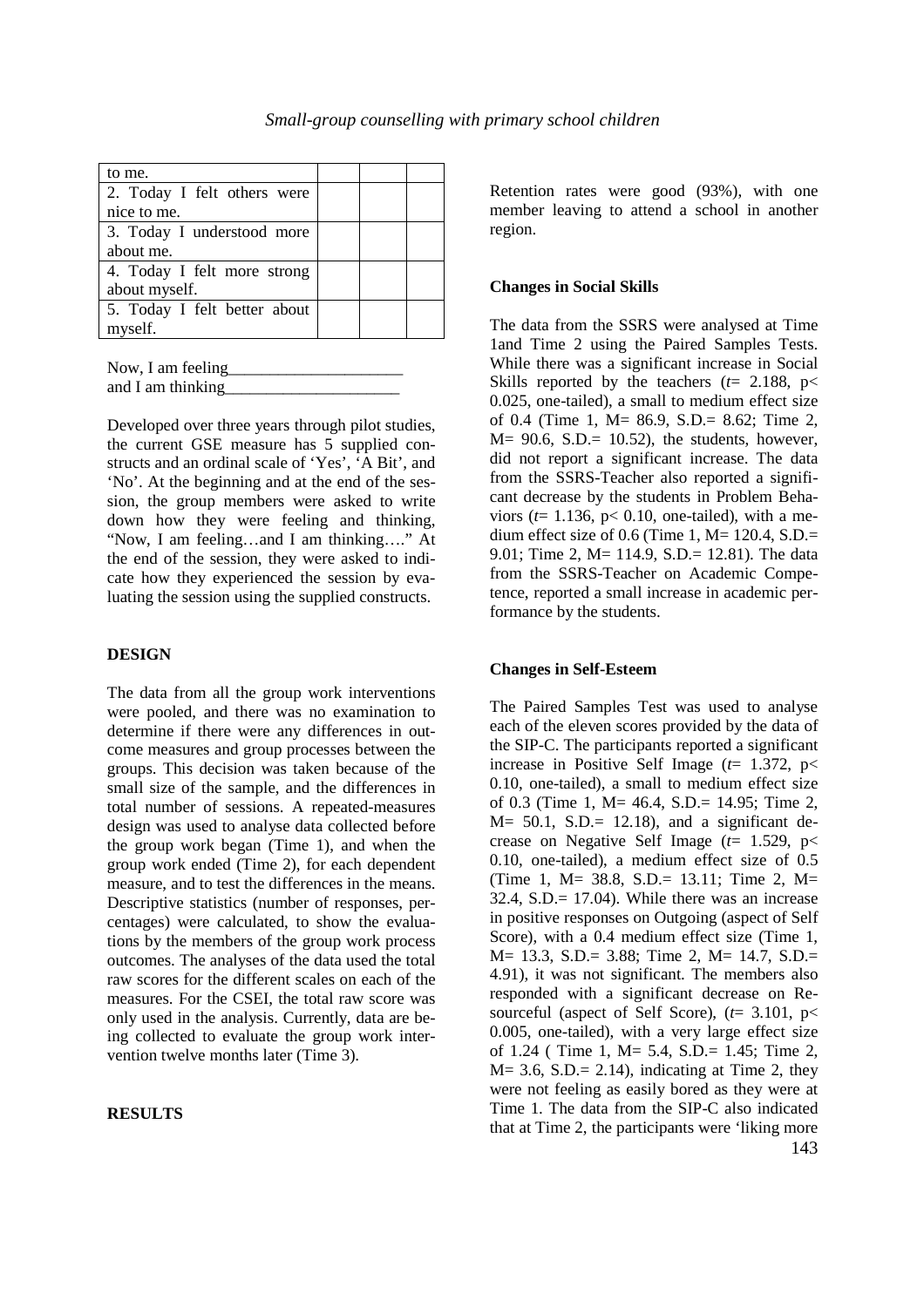| to me. | | | |
|---|---|---|---|
| 2. Today I felt others were nice to me. | | | |
| 3. Today I understood more about me. | | | |
| 4. Today I felt more strong about myself. | | | |
| 5. Today I felt better about myself. | | | |

Now, I am feeling\_\_\_\_\_\_\_\_\_\_\_\_\_\_\_\_\_\_\_\_\_
and I am thinking\_\_\_\_\_\_\_\_\_\_\_\_\_\_\_\_\_\_\_\_\_

Developed over three years through pilot studies, the current GSE measure has 5 supplied constructs and an ordinal scale of 'Yes', 'A Bit', and 'No'. At the beginning and at the end of the session, the group members were asked to write down how they were feeling and thinking, "Now, I am feeling…and I am thinking…." At the end of the session, they were asked to indicate how they experienced the session by evaluating the session using the supplied constructs.

**DESIGN**

The data from all the group work interventions were pooled, and there was no examination to determine if there were any differences in outcome measures and group processes between the groups. This decision was taken because of the small size of the sample, and the differences in total number of sessions. A repeated-measures design was used to analyse data collected before the group work began (Time 1), and when the group work ended (Time 2), for each dependent measure, and to test the differences in the means. Descriptive statistics (number of responses, percentages) were calculated, to show the evaluations by the members of the group work process outcomes. The analyses of the data used the total raw scores for the different scales on each of the measures. For the CSEI, the total raw score was only used in the analysis. Currently, data are being collected to evaluate the group work intervention twelve months later (Time 3).

**RESULTS**

Retention rates were good (93%), with one member leaving to attend a school in another region.

**Changes in Social Skills**

The data from the SSRS were analysed at Time 1and Time 2 using the Paired Samples Tests. While there was a significant increase in Social Skills reported by the teachers ($t$= 2.188, $p<$ 0.025, one-tailed), a small to medium effect size of 0.4 (Time 1, M= 86.9, S.D.= 8.62; Time 2, M= 90.6, S.D.= 10.52), the students, however, did not report a significant increase. The data from the SSRS-Teacher also reported a significant decrease by the students in Problem Behaviors ($t$= 1.136, $p<$ 0.10, one-tailed), with a medium effect size of 0.6 (Time 1, M= 120.4, S.D.= 9.01; Time 2, M= 114.9, S.D.= 12.81). The data from the SSRS-Teacher on Academic Competence, reported a small increase in academic performance by the students.

**Changes in Self-Esteem**

The Paired Samples Test was used to analyse each of the eleven scores provided by the data of the SIP-C. The participants reported a significant increase in Positive Self Image ($t$= 1.372, $p<$ 0.10, one-tailed), a small to medium effect size of 0.3 (Time 1, M= 46.4, S.D.= 14.95; Time 2, M= 50.1, S.D.= 12.18), and a significant decrease on Negative Self Image ($t$= 1.529, $p<$ 0.10, one-tailed), a medium effect size of 0.5 (Time 1, M= 38.8, S.D.= 13.11; Time 2, M= 32.4, S.D.= 17.04). While there was an increase in positive responses on Outgoing (aspect of Self Score), with a 0.4 medium effect size (Time 1, M= 13.3, S.D.= 3.88; Time 2, M= 14.7, S.D.= 4.91), it was not significant. The members also responded with a significant decrease on Resourceful (aspect of Self Score), ($t$= 3.101, $p<$ 0.005, one-tailed), with a very large effect size of 1.24 ( Time 1, M= 5.4, S.D.= 1.45; Time 2, M= 3.6, S.D.= 2.14), indicating at Time 2, they were not feeling as easily bored as they were at Time 1. The data from the SIP-C also indicated that at Time 2, the participants were 'liking more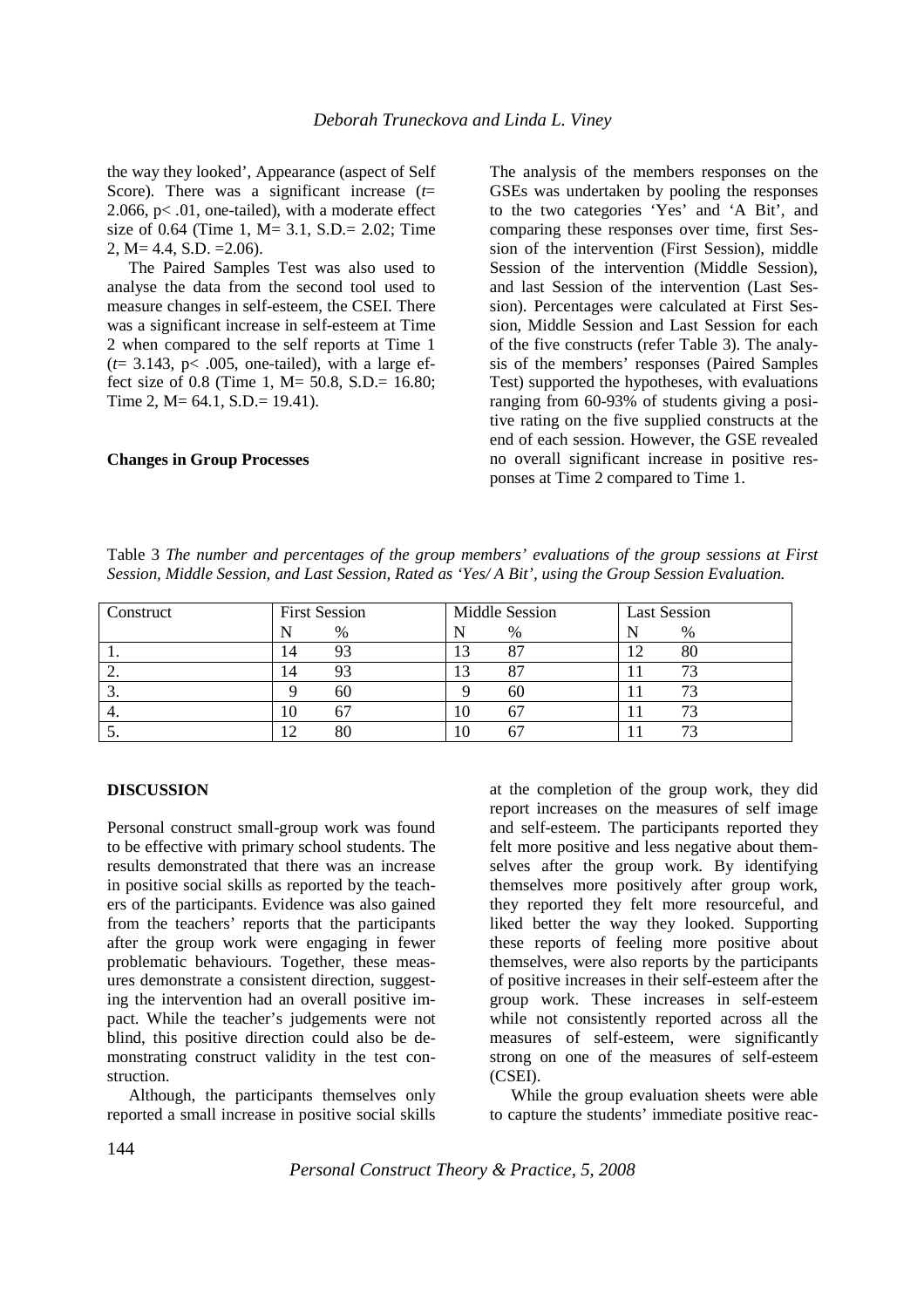the way they looked', Appearance (aspect of Self Score). There was a significant increase ($t$= 2.066, $p< .01$, one-tailed), with a moderate effect size of 0.64 (Time 1, M= 3.1, S.D.= 2.02; Time 2, M= 4.4, S.D. =2.06).

The Paired Samples Test was also used to analyse the data from the second tool used to measure changes in self-esteem, the CSEI. There was a significant increase in self-esteem at Time 2 when compared to the self reports at Time 1 ($t$= 3.143, $p< .005$, one-tailed), with a large effect size of 0.8 (Time 1, M= 50.8, S.D.= 16.80; Time 2, M= 64.1, S.D.= 19.41).

**Changes in Group Processes**

The analysis of the members responses on the GSEs was undertaken by pooling the responses to the two categories 'Yes' and 'A Bit', and comparing these responses over time, first Session of the intervention (First Session), middle Session of the intervention (Middle Session), and last Session of the intervention (Last Session). Percentages were calculated at First Session, Middle Session and Last Session for each of the five constructs (refer Table 3). The analysis of the members' responses (Paired Samples Test) supported the hypotheses, with evaluations ranging from 60-93% of students giving a positive rating on the five supplied constructs at the end of each session. However, the GSE revealed no overall significant increase in positive responses at Time 2 compared to Time 1.

Table 3 *The number and percentages of the group members' evaluations of the group sessions at First Session, Middle Session, and Last Session, Rated as 'Yes/ A Bit', using the Group Session Evaluation.*

| Construct | First Session | | Middle Session | | Last Session | |
|---|---|---|---|---|---|---|
| | N | % | N | % | N | % |
| 1. | 14 | 93 | 13 | 87 | 12 | 80 |
| 2. | 14 | 93 | 13 | 87 | 11 | 73 |
| 3. | 9 | 60 | 9 | 60 | 11 | 73 |
| 4. | 10 | 67 | 10 | 67 | 11 | 73 |
| 5. | 12 | 80 | 10 | 67 | 11 | 73 |

**DISCUSSION**

Personal construct small-group work was found to be effective with primary school students. The results demonstrated that there was an increase in positive social skills as reported by the teachers of the participants. Evidence was also gained from the teachers' reports that the participants after the group work were engaging in fewer problematic behaviours. Together, these measures demonstrate a consistent direction, suggesting the intervention had an overall positive impact. While the teacher's judgements were not blind, this positive direction could also be demonstrating construct validity in the test construction.

Although, the participants themselves only reported a small increase in positive social skills at the completion of the group work, they did report increases on the measures of self image and self-esteem. The participants reported they felt more positive and less negative about themselves after the group work. By identifying themselves more positively after group work, they reported they felt more resourceful, and liked better the way they looked. Supporting these reports of feeling more positive about themselves, were also reports by the participants of positive increases in their self-esteem after the group work. These increases in self-esteem while not consistently reported across all the measures of self-esteem, were significantly strong on one of the measures of self-esteem (CSEI).

While the group evaluation sheets were able to capture the students' immediate positive reac-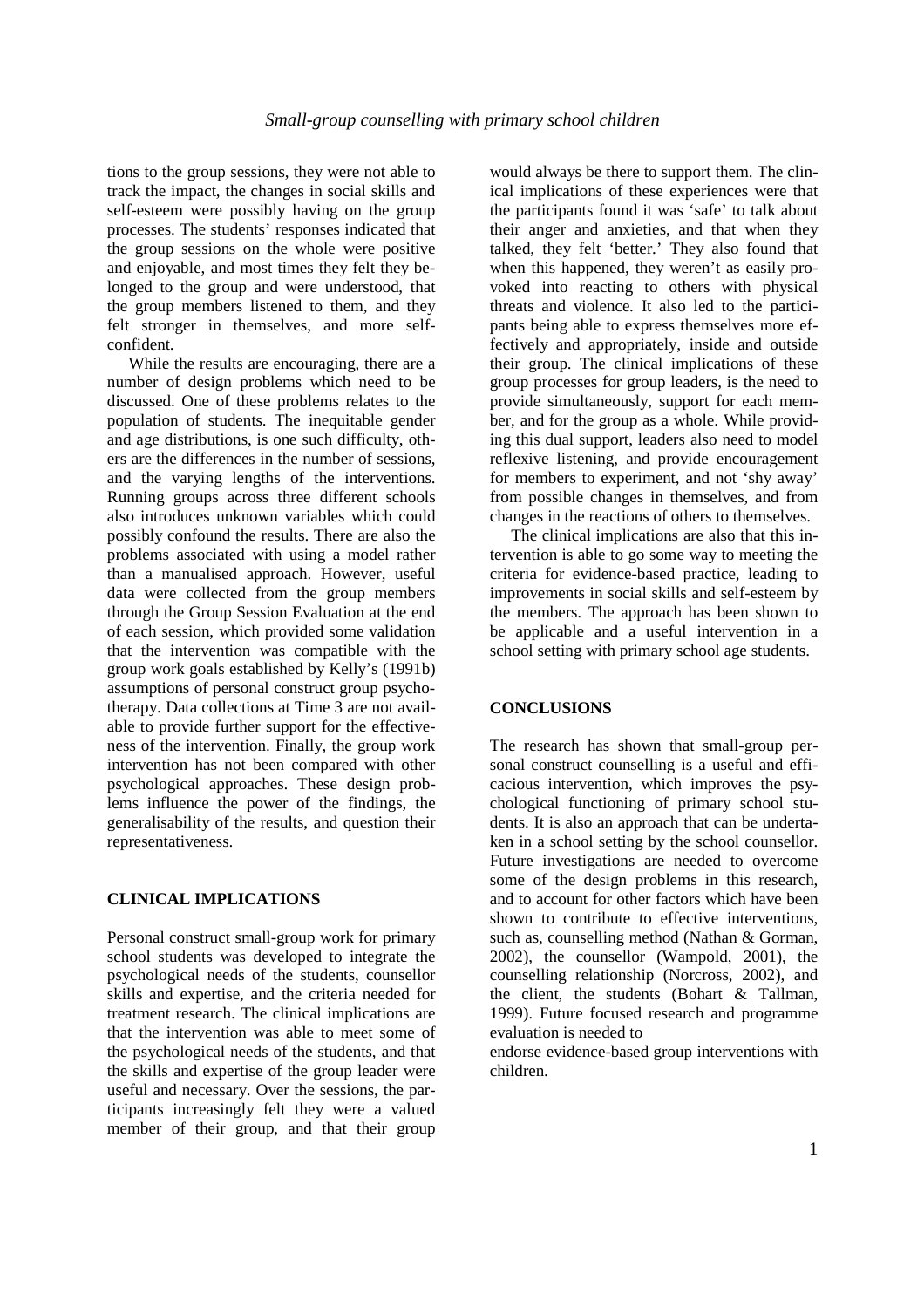tions to the group sessions, they were not able to track the impact, the changes in social skills and self-esteem were possibly having on the group processes. The students' responses indicated that the group sessions on the whole were positive and enjoyable, and most times they felt they belonged to the group and were understood, that the group members listened to them, and they felt stronger in themselves, and more self-confident.

While the results are encouraging, there are a number of design problems which need to be discussed. One of these problems relates to the population of students. The inequitable gender and age distributions, is one such difficulty, others are the differences in the number of sessions, and the varying lengths of the interventions. Running groups across three different schools also introduces unknown variables which could possibly confound the results. There are also the problems associated with using a model rather than a manualised approach. However, useful data were collected from the group members through the Group Session Evaluation at the end of each session, which provided some validation that the intervention was compatible with the group work goals established by Kelly's (1991b) assumptions of personal construct group psychotherapy. Data collections at Time 3 are not available to provide further support for the effectiveness of the intervention. Finally, the group work intervention has not been compared with other psychological approaches. These design problems influence the power of the findings, the generalisability of the results, and question their representativeness.

## CLINICAL IMPLICATIONS

Personal construct small-group work for primary school students was developed to integrate the psychological needs of the students, counsellor skills and expertise, and the criteria needed for treatment research. The clinical implications are that the intervention was able to meet some of the psychological needs of the students, and that the skills and expertise of the group leader were useful and necessary. Over the sessions, the participants increasingly felt they were a valued member of their group, and that their group would always be there to support them. The clinical implications of these experiences were that the participants found it was 'safe' to talk about their anger and anxieties, and that when they talked, they felt 'better.' They also found that when this happened, they weren't as easily provoked into reacting to others with physical threats and violence. It also led to the participants being able to express themselves more effectively and appropriately, inside and outside their group. The clinical implications of these group processes for group leaders, is the need to provide simultaneously, support for each member, and for the group as a whole. While providing this dual support, leaders also need to model reflexive listening, and provide encouragement for members to experiment, and not 'shy away' from possible changes in themselves, and from changes in the reactions of others to themselves.

The clinical implications are also that this intervention is able to go some way to meeting the criteria for evidence-based practice, leading to improvements in social skills and self-esteem by the members. The approach has been shown to be applicable and a useful intervention in a school setting with primary school age students.

## CONCLUSIONS

The research has shown that small-group personal construct counselling is a useful and efficacious intervention, which improves the psychological functioning of primary school students. It is also an approach that can be undertaken in a school setting by the school counsellor. Future investigations are needed to overcome some of the design problems in this research, and to account for other factors which have been shown to contribute to effective interventions, such as, counselling method (Nathan & Gorman, 2002), the counsellor (Wampold, 2001), the counselling relationship (Norcross, 2002), and the client, the students (Bohart & Tallman, 1999). Future focused research and programme evaluation is needed to endorse evidence-based group interventions with children.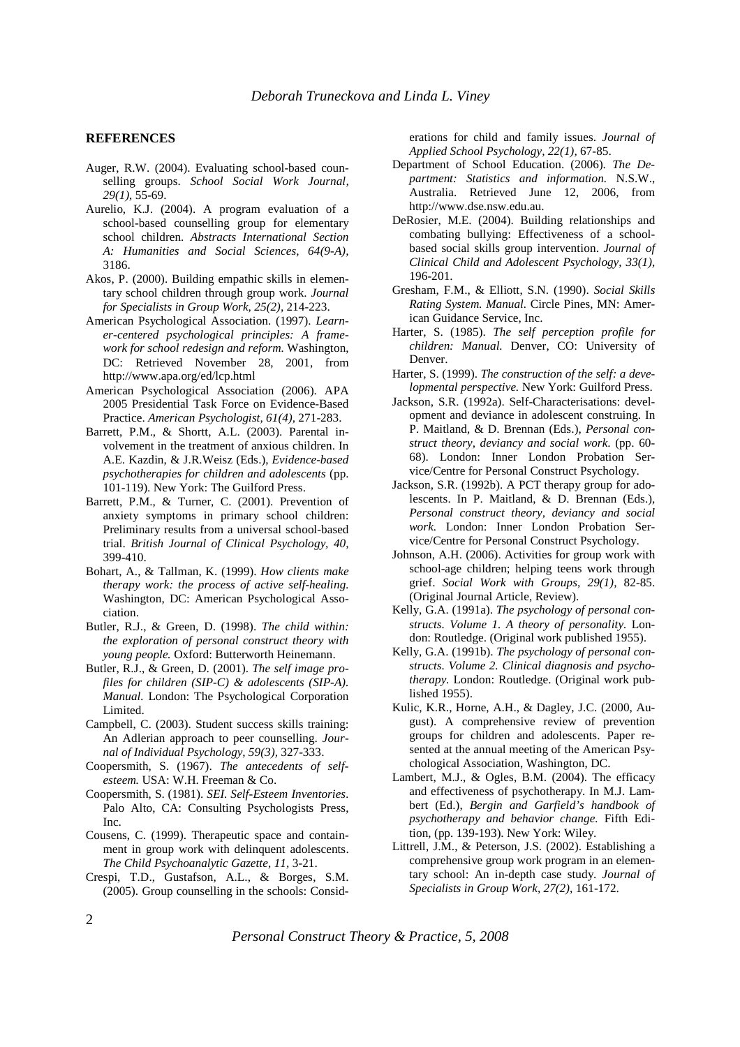## REFERENCES

Auger, R.W. (2004). Evaluating school-based counselling groups. *School Social Work Journal, 29(1)*, 55-69.

Aurelio, K.J. (2004). A program evaluation of a school-based counselling group for elementary school children. *Abstracts International Section A: Humanities and Social Sciences, 64(9-A)*, 3186.

Akos, P. (2000). Building empathic skills in elementary school children through group work. *Journal for Specialists in Group Work, 25(2)*, 214-223.

American Psychological Association. (1997). *Learner-centered psychological principles: A framework for school redesign and reform.* Washington, DC: Retrieved November 28, 2001, from http://www.apa.org/ed/lcp.html

American Psychological Association (2006). APA 2005 Presidential Task Force on Evidence-Based Practice. *American Psychologist, 61(4)*, 271-283.

Barrett, P.M., & Shortt, A.L. (2003). Parental involvement in the treatment of anxious children. In A.E. Kazdin, & J.R.Weisz (Eds.), *Evidence-based psychotherapies for children and adolescents* (pp. 101-119). New York: The Guilford Press.

Barrett, P.M., & Turner, C. (2001). Prevention of anxiety symptoms in primary school children: Preliminary results from a universal school-based trial. *British Journal of Clinical Psychology, 40*, 399-410.

Bohart, A., & Tallman, K. (1999). *How clients make therapy work: the process of active self-healing.* Washington, DC: American Psychological Association.

Butler, R.J., & Green, D. (1998). *The child within: the exploration of personal construct theory with young people.* Oxford: Butterworth Heinemann.

Butler, R.J., & Green, D. (2001). *The self image profiles for children (SIP-C) & adolescents (SIP-A). Manual.* London: The Psychological Corporation Limited.

Campbell, C. (2003). Student success skills training: An Adlerian approach to peer counselling. *Journal of Individual Psychology, 59(3)*, 327-333.

Coopersmith, S. (1967). *The antecedents of self-esteem.* USA: W.H. Freeman & Co.

Coopersmith, S. (1981). *SEI. Self-Esteem Inventories*. Palo Alto, CA: Consulting Psychologists Press, Inc.

Cousens, C. (1999). Therapeutic space and containment in group work with delinquent adolescents. *The Child Psychoanalytic Gazette, 11*, 3-21.

Crespi, T.D., Gustafson, A.L., & Borges, S.M. (2005). Group counselling in the schools: Considerations for child and family issues. *Journal of Applied School Psychology, 22(1)*, 67-85.

Department of School Education. (2006). *The Department: Statistics and information.* N.S.W., Australia. Retrieved June 12, 2006, from http://www.dse.nsw.edu.au.

DeRosier, M.E. (2004). Building relationships and combating bullying: Effectiveness of a school-based social skills group intervention. *Journal of Clinical Child and Adolescent Psychology, 33(1)*, 196-201.

Gresham, F.M., & Elliott, S.N. (1990). *Social Skills Rating System. Manual.* Circle Pines, MN: American Guidance Service, Inc.

Harter, S. (1985). *The self perception profile for children: Manual.* Denver, CO: University of Denver.

Harter, S. (1999). *The construction of the self: a developmental perspective.* New York: Guilford Press.

Jackson, S.R. (1992a). Self-Characterisations: development and deviance in adolescent construing. In P. Maitland, & D. Brennan (Eds.), *Personal construct theory, deviancy and social work.* (pp. 60-68). London: Inner London Probation Service/Centre for Personal Construct Psychology.

Jackson, S.R. (1992b). A PCT therapy group for adolescents. In P. Maitland, & D. Brennan (Eds.), *Personal construct theory, deviancy and social work.* London: Inner London Probation Service/Centre for Personal Construct Psychology.

Johnson, A.H. (2006). Activities for group work with school-age children; helping teens work through grief. *Social Work with Groups, 29(1)*, 82-85. (Original Journal Article, Review).

Kelly, G.A. (1991a). *The psychology of personal constructs. Volume 1. A theory of personality.* London: Routledge. (Original work published 1955).

Kelly, G.A. (1991b). *The psychology of personal constructs. Volume 2. Clinical diagnosis and psychotherapy.* London: Routledge. (Original work published 1955).

Kulic, K.R., Horne, A.H., & Dagley, J.C. (2000, August). A comprehensive review of prevention groups for children and adolescents. Paper presented at the annual meeting of the American Psychological Association, Washington, DC.

Lambert, M.J., & Ogles, B.M. (2004). The efficacy and effectiveness of psychotherapy. In M.J. Lambert (Ed.), *Bergin and Garfield's handbook of psychotherapy and behavior change.* Fifth Edition, (pp. 139-193). New York: Wiley.

Littrell, J.M., & Peterson, J.S. (2002). Establishing a comprehensive group work program in an elementary school: An in-depth case study. *Journal of Specialists in Group Work, 27(2)*, 161-172.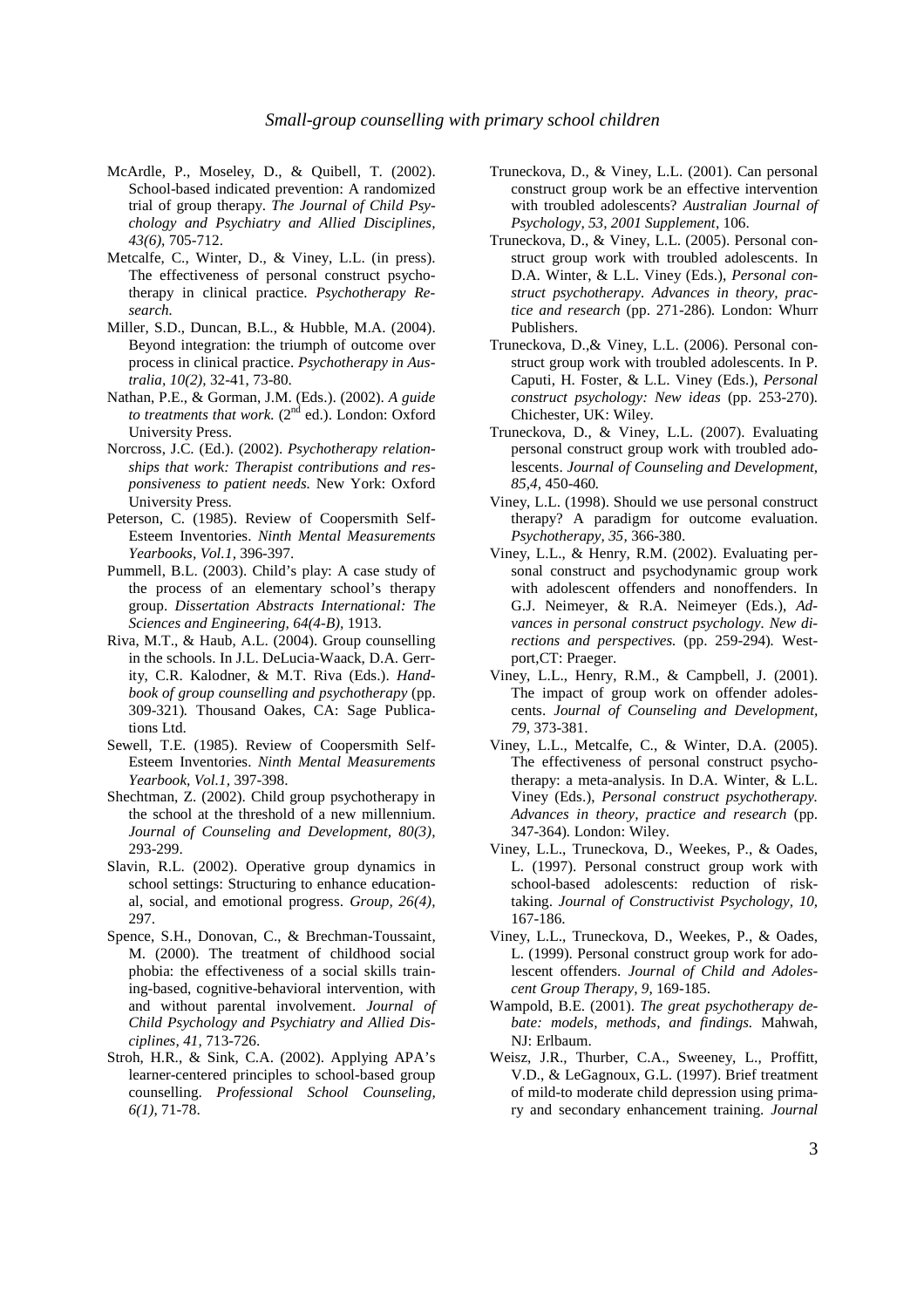McArdle, P., Moseley, D., & Quibell, T. (2002). School-based indicated prevention: A randomized trial of group therapy. *The Journal of Child Psychology and Psychiatry and Allied Disciplines, 43(6)*, 705-712.

Metcalfe, C., Winter, D., & Viney, L.L. (in press). The effectiveness of personal construct psychotherapy in clinical practice. *Psychotherapy Research.*

Miller, S.D., Duncan, B.L., & Hubble, M.A. (2004). Beyond integration: the triumph of outcome over process in clinical practice. *Psychotherapy in Australia, 10(2)*, 32-41, 73-80.

Nathan, P.E., & Gorman, J.M. (Eds.). (2002). *A guide to treatments that work.* (2nd ed.). London: Oxford University Press.

Norcross, J.C. (Ed.). (2002). *Psychotherapy relationships that work: Therapist contributions and responsiveness to patient needs.* New York: Oxford University Press.

Peterson, C. (1985). Review of Coopersmith Self-Esteem Inventories. *Ninth Mental Measurements Yearbooks, Vol.1*, 396-397.

Pummell, B.L. (2003). Child's play: A case study of the process of an elementary school's therapy group. *Dissertation Abstracts International: The Sciences and Engineering, 64(4-B)*, 1913.

Riva, M.T., & Haub, A.L. (2004). Group counselling in the schools. In J.L. DeLucia-Waack, D.A. Gerrity, C.R. Kalodner, & M.T. Riva (Eds.). *Handbook of group counselling and psychotherapy* (pp. 309-321). Thousand Oakes, CA: Sage Publications Ltd.

Sewell, T.E. (1985). Review of Coopersmith Self-Esteem Inventories. *Ninth Mental Measurements Yearbook, Vol.1*, 397-398.

Shechtman, Z. (2002). Child group psychotherapy in the school at the threshold of a new millennium. *Journal of Counseling and Development, 80(3)*, 293-299.

Slavin, R.L. (2002). Operative group dynamics in school settings: Structuring to enhance educational, social, and emotional progress. *Group, 26(4)*, 297.

Spence, S.H., Donovan, C., & Brechman-Toussaint, M. (2000). The treatment of childhood social phobia: the effectiveness of a social skills training-based, cognitive-behavioral intervention, with and without parental involvement. *Journal of Child Psychology and Psychiatry and Allied Disciplines, 41*, 713-726.

Stroh, H.R., & Sink, C.A. (2002). Applying APA's learner-centered principles to school-based group counselling. *Professional School Counseling, 6(1)*, 71-78.

Truneckova, D., & Viney, L.L. (2001). Can personal construct group work be an effective intervention with troubled adolescents? *Australian Journal of Psychology, 53, 2001 Supplement*, 106.

Truneckova, D., & Viney, L.L. (2005). Personal construct group work with troubled adolescents. In D.A. Winter, & L.L. Viney (Eds.), *Personal construct psychotherapy. Advances in theory, practice and research* (pp. 271-286). London: Whurr Publishers.

Truneckova, D.,& Viney, L.L. (2006). Personal construct group work with troubled adolescents. In P. Caputi, H. Foster, & L.L. Viney (Eds.), *Personal construct psychology: New ideas* (pp. 253-270). Chichester, UK: Wiley.

Truneckova, D., & Viney, L.L. (2007). Evaluating personal construct group work with troubled adolescents. *Journal of Counseling and Development, 85,4*, 450-460.

Viney, L.L. (1998). Should we use personal construct therapy? A paradigm for outcome evaluation. *Psychotherapy, 35*, 366-380.

Viney, L.L., & Henry, R.M. (2002). Evaluating personal construct and psychodynamic group work with adolescent offenders and nonoffenders. In G.J. Neimeyer, & R.A. Neimeyer (Eds.), *Advances in personal construct psychology. New directions and perspectives.* (pp. 259-294). Westport,CT: Praeger.

Viney, L.L., Henry, R.M., & Campbell, J. (2001). The impact of group work on offender adolescents. *Journal of Counseling and Development, 79*, 373-381.

Viney, L.L., Metcalfe, C., & Winter, D.A. (2005). The effectiveness of personal construct psychotherapy: a meta-analysis. In D.A. Winter, & L.L. Viney (Eds.), *Personal construct psychotherapy. Advances in theory, practice and research* (pp. 347-364). London: Wiley.

Viney, L.L., Truneckova, D., Weekes, P., & Oades, L. (1997). Personal construct group work with school-based adolescents: reduction of risk-taking. *Journal of Constructivist Psychology, 10*, 167-186.

Viney, L.L., Truneckova, D., Weekes, P., & Oades, L. (1999). Personal construct group work for adolescent offenders. *Journal of Child and Adolescent Group Therapy, 9*, 169-185.

Wampold, B.E. (2001). *The great psychotherapy debate: models, methods, and findings.* Mahwah, NJ: Erlbaum.

Weisz, J.R., Thurber, C.A., Sweeney, L., Proffitt, V.D., & LeGagnoux, G.L. (1997). Brief treatment of mild-to moderate child depression using primary and secondary enhancement training. *Journal*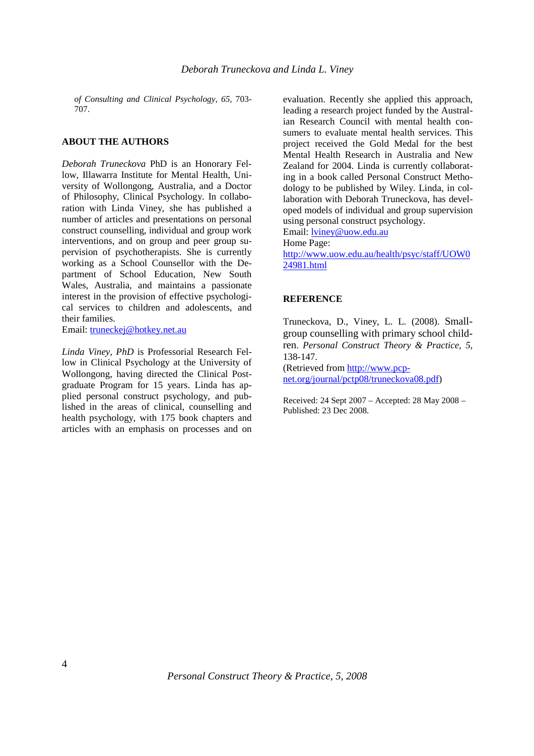*of Consulting and Clinical Psychology, 65,* 703-707.

## ABOUT THE AUTHORS

*Deborah Truneckova* PhD is an Honorary Fellow, Illawarra Institute for Mental Health, University of Wollongong, Australia, and a Doctor of Philosophy, Clinical Psychology. In collaboration with Linda Viney, she has published a number of articles and presentations on personal construct counselling, individual and group work interventions, and on group and peer group supervision of psychotherapists. She is currently working as a School Counsellor with the Department of School Education, New South Wales, Australia, and maintains a passionate interest in the provision of effective psychological services to children and adolescents, and their families.
Email: truneckej@hotkey.net.au

*Linda Viney, PhD* is Professorial Research Fellow in Clinical Psychology at the University of Wollongong, having directed the Clinical Postgraduate Program for 15 years. Linda has applied personal construct psychology, and published in the areas of clinical, counselling and health psychology, with 175 book chapters and articles with an emphasis on processes and on evaluation. Recently she applied this approach, leading a research project funded by the Australian Research Council with mental health consumers to evaluate mental health services. This project received the Gold Medal for the best Mental Health Research in Australia and New Zealand for 2004. Linda is currently collaborating in a book called Personal Construct Methodology to be published by Wiley. Linda, in collaboration with Deborah Truneckova, has developed models of individual and group supervision using personal construct psychology.
Email: lviney@uow.edu.au
Home Page:
http://www.uow.edu.au/health/psyc/staff/UOW024981.html

## REFERENCE

Truneckova, D., Viney, L. L. (2008). Small-group counselling with primary school children. *Personal Construct Theory & Practice, 5,* 138-147.
(Retrieved from http://www.pcp-net.org/journal/pctp08/truneckova08.pdf)

Received: 24 Sept 2007 – Accepted: 28 May 2008 – Published: 23 Dec 2008.